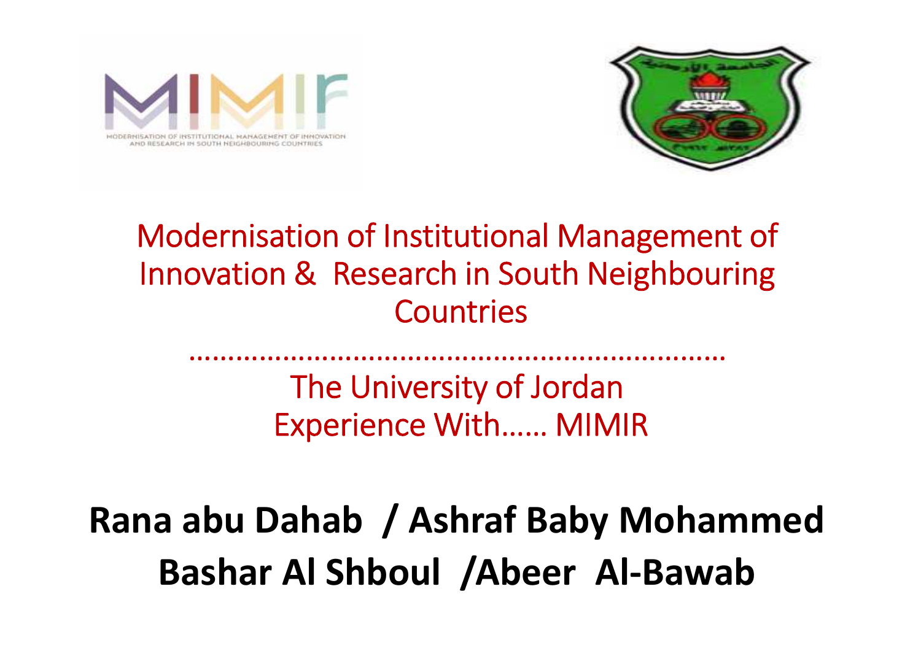# Modernisation of Institutional Management of Innovation & Research in South Neighbouring Countries

……………………………………………………………

## The University of Jordan Experience With…… MIMIR

**Rana abu Dahab / Ashraf Baby Mohammed**
**Bashar Al Shboul /Abeer Al-Bawab**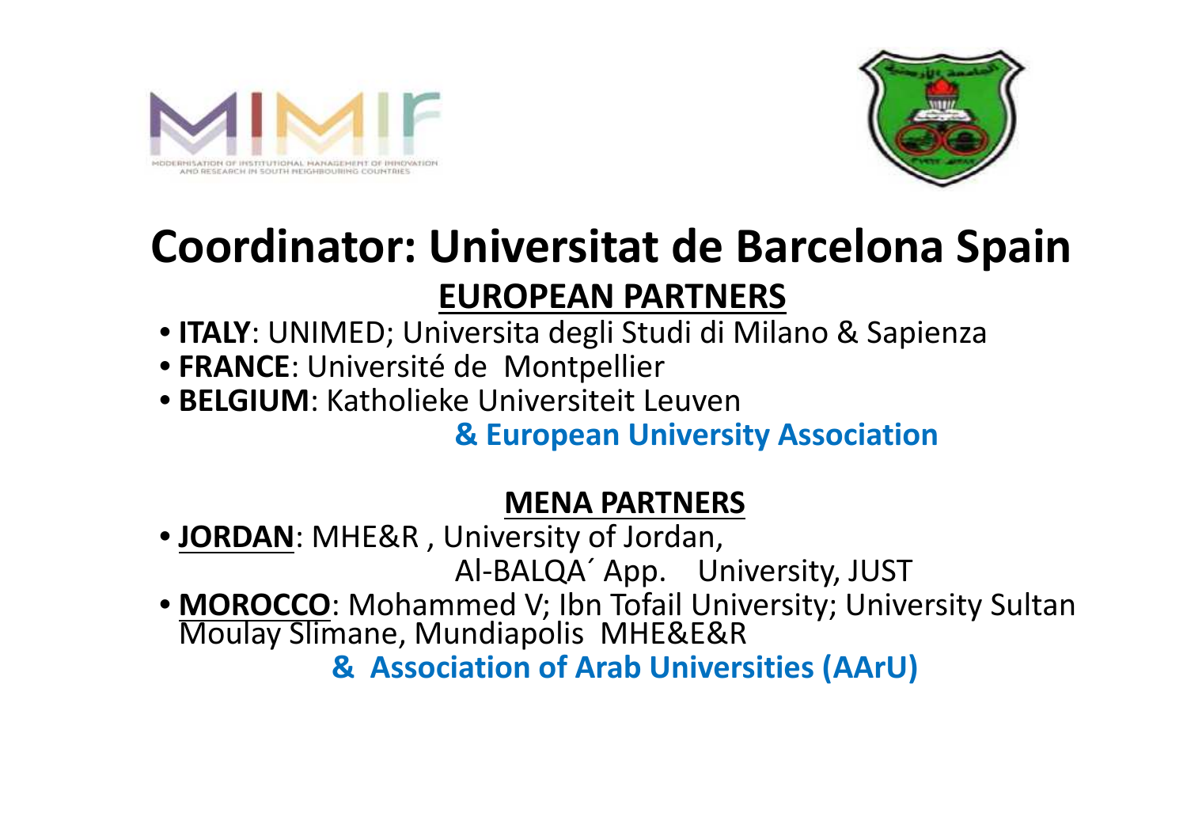# Coordinator: Universitat de Barcelona Spain

## EUROPEAN PARTNERS

- **ITALY**: UNIMED; Universita degli Studi di Milano & Sapienza
- **FRANCE**: Université de Montpellier
- **BELGIUM**: Katholieke Universiteit Leuven

**& European University Association**

## MENA PARTNERS

- **JORDAN**: MHE&R , University of Jordan, Al-BALQA´ App. University, JUST
- **MOROCCO**: Mohammed V; Ibn Tofail University; University Sultan Moulay Slimane, Mundiapolis MHE&E&R

**& Association of Arab Universities (AArU)**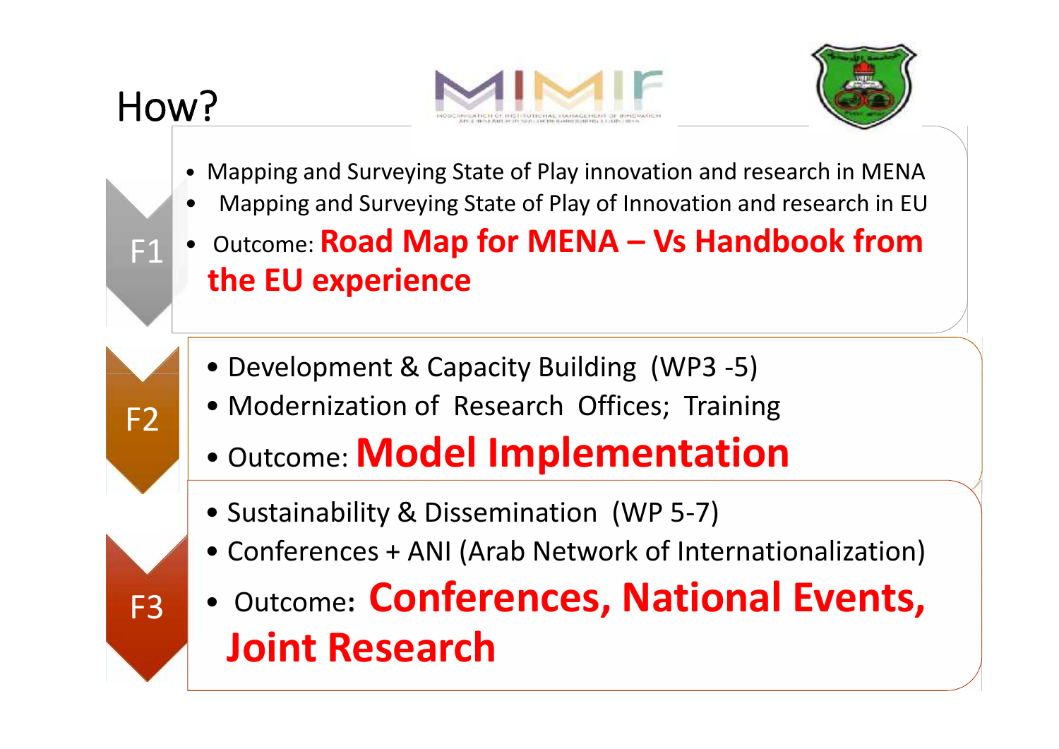# How?

**F1**

- Mapping and Surveying State of Play innovation and research in MENA
- Mapping and Surveying State of Play of Innovation and research in EU
- Outcome: **Road Map for MENA – Vs Handbook from the EU experience**

**F2**

- Development & Capacity Building (WP3 -5)
- Modernization of Research Offices; Training
- Outcome: **Model Implementation**

**F3**

- Sustainability & Dissemination (WP 5-7)
- Conferences + ANI (Arab Network of Internationalization)
- Outcome: **Conferences, National Events, Joint Research**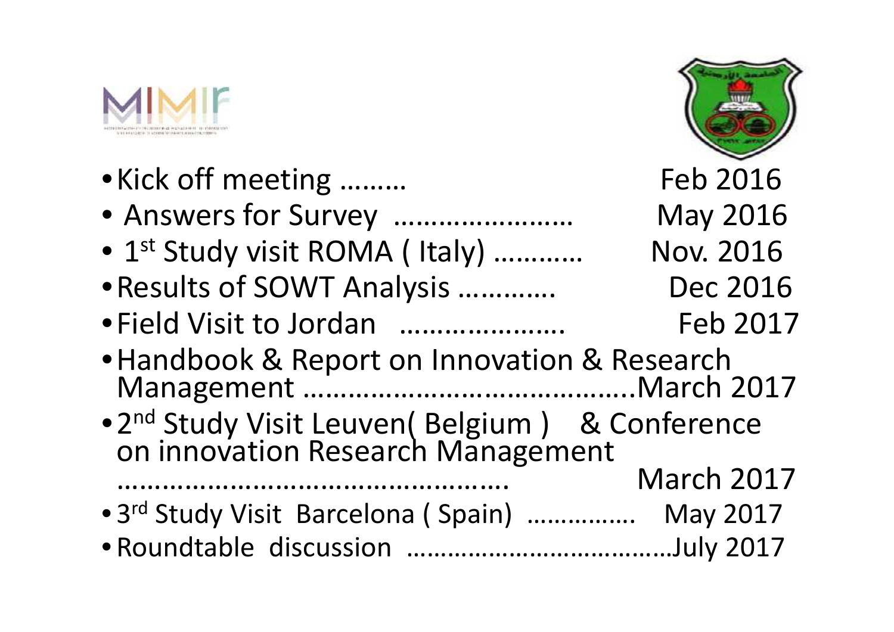- Kick off meeting ……… Feb 2016
- Answers for Survey …………………… May 2016
- 1st Study visit ROMA ( Italy) ………… Nov. 2016
- Results of SOWT Analysis ………… Dec 2016
- Field Visit to Jordan ………………… Feb 2017
- Handbook & Report on Innovation & Research Management ……………………………………March 2017
- 2nd Study Visit Leuven( Belgium ) & Conference on innovation Research Management ……………………………………………. March 2017
- 3rd Study Visit Barcelona ( Spain) ……………. May 2017
- Roundtable discussion ………………………………July 2017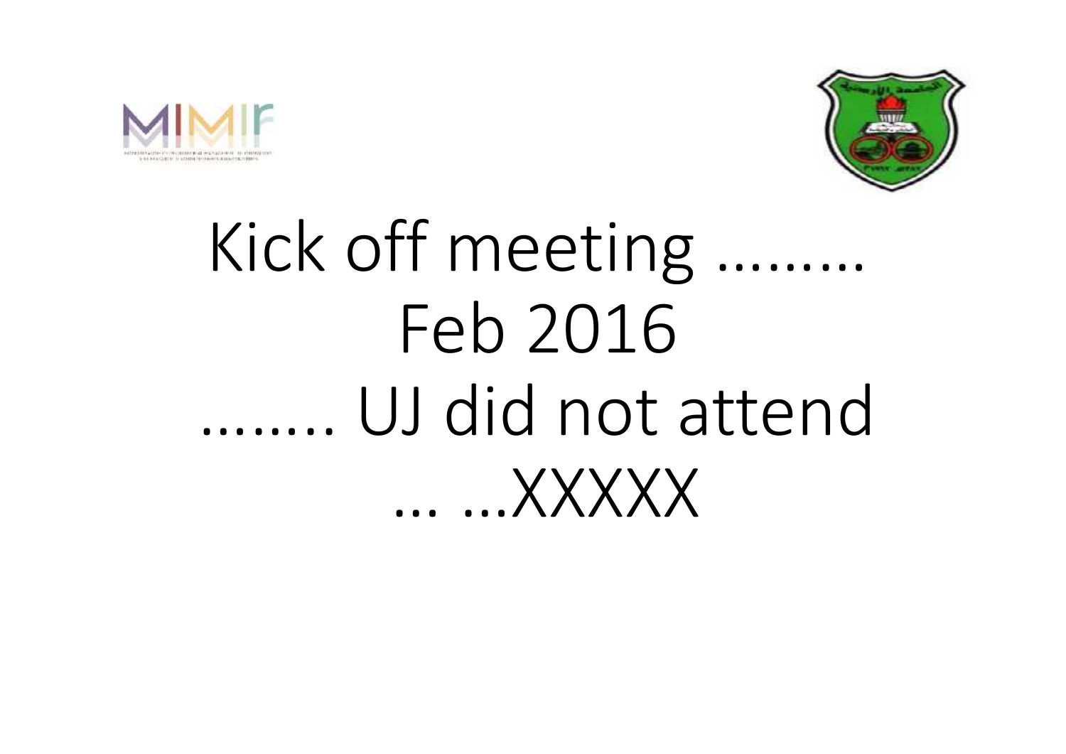# Kick off meeting ……… Feb 2016 …….. UJ did not attend … …XXXXX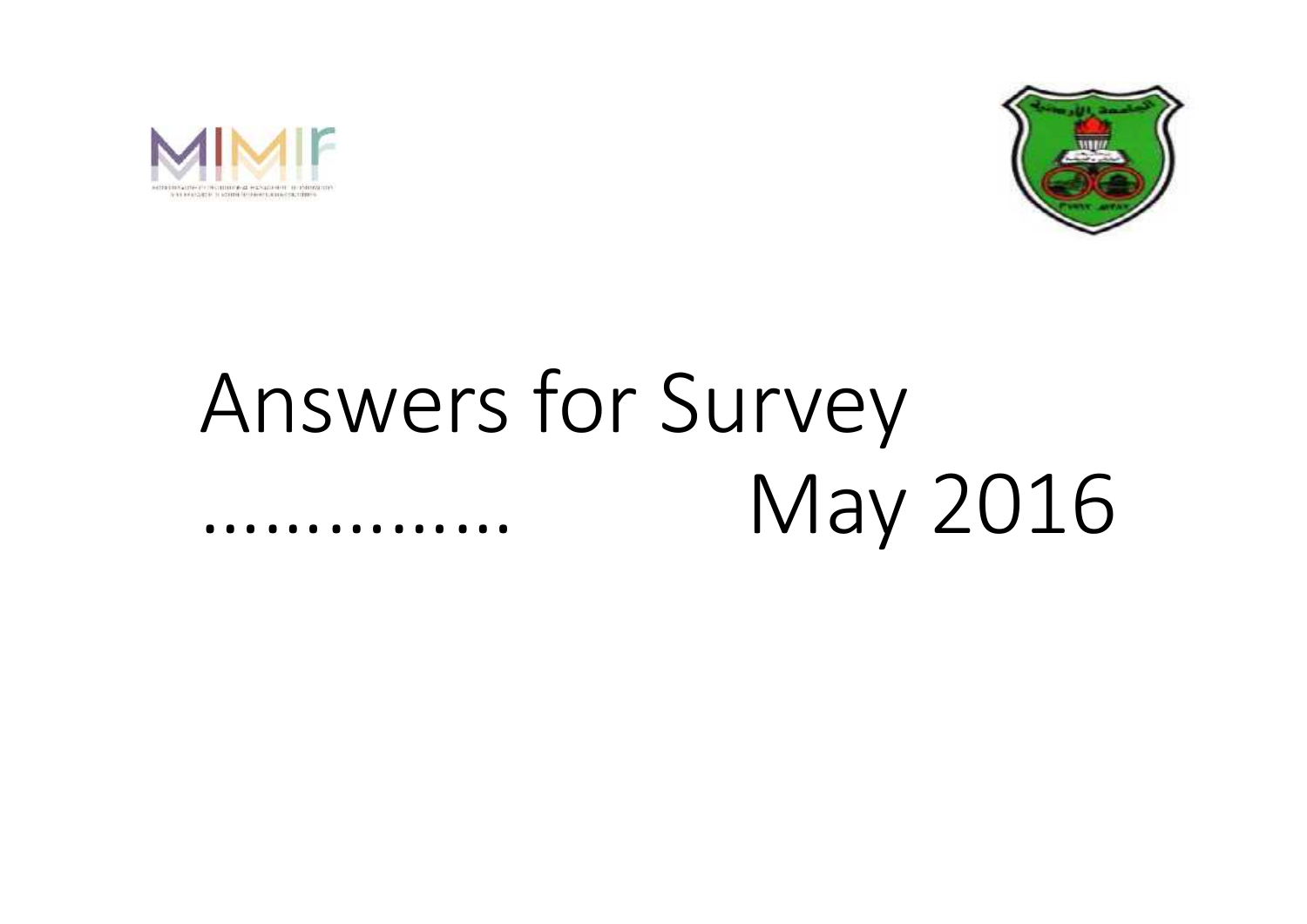# Answers for Survey ……………  May 2016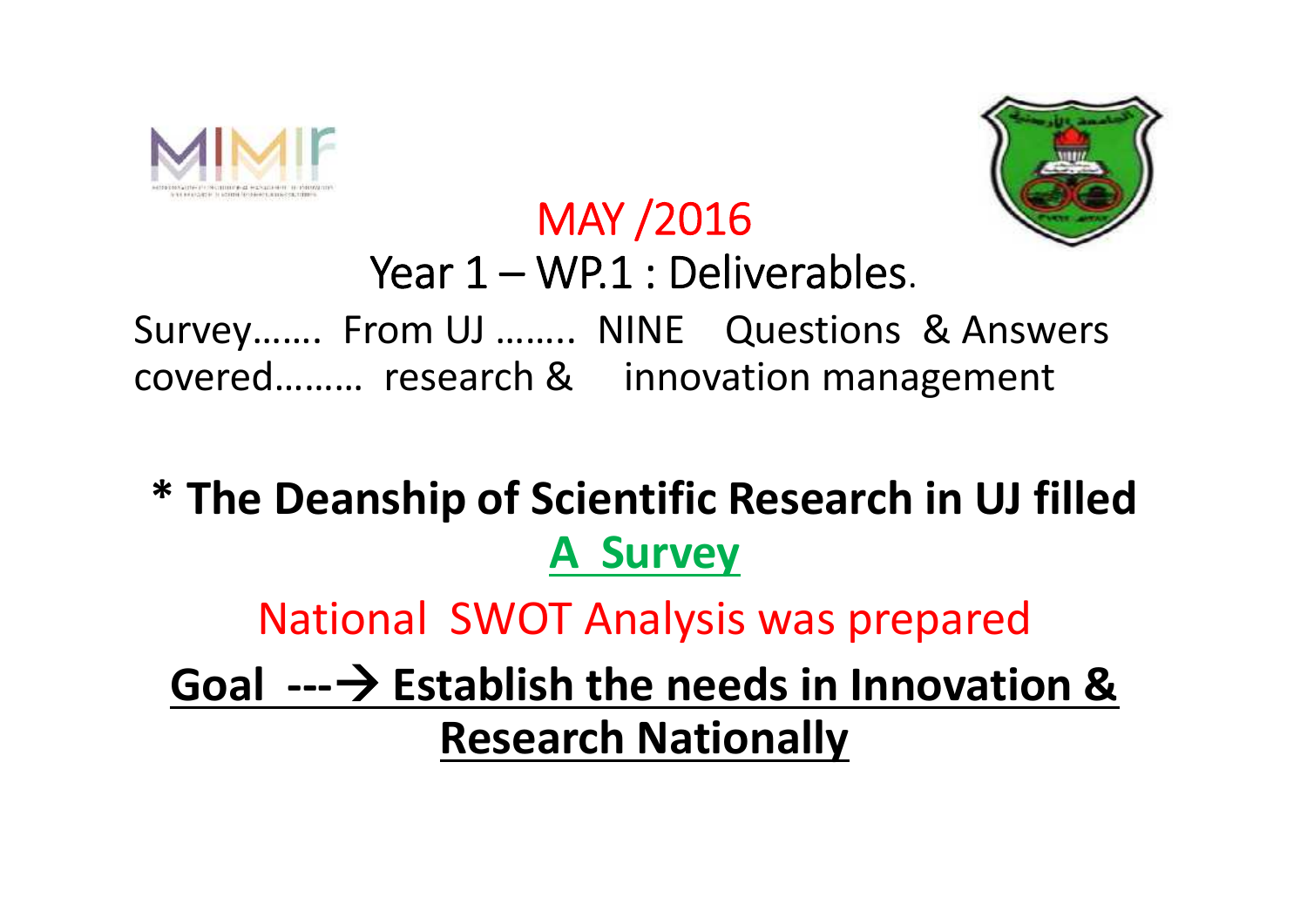MAY /2016

# Year 1 – WP.1 : Deliverables.

Survey……. From UJ …….. NINE Questions & Answers covered……… research & innovation management

**\* The Deanship of Scientific Research in UJ filled**

**A Survey**

National SWOT Analysis was prepared

**Goal ---→ Establish the needs in Innovation & Research Nationally**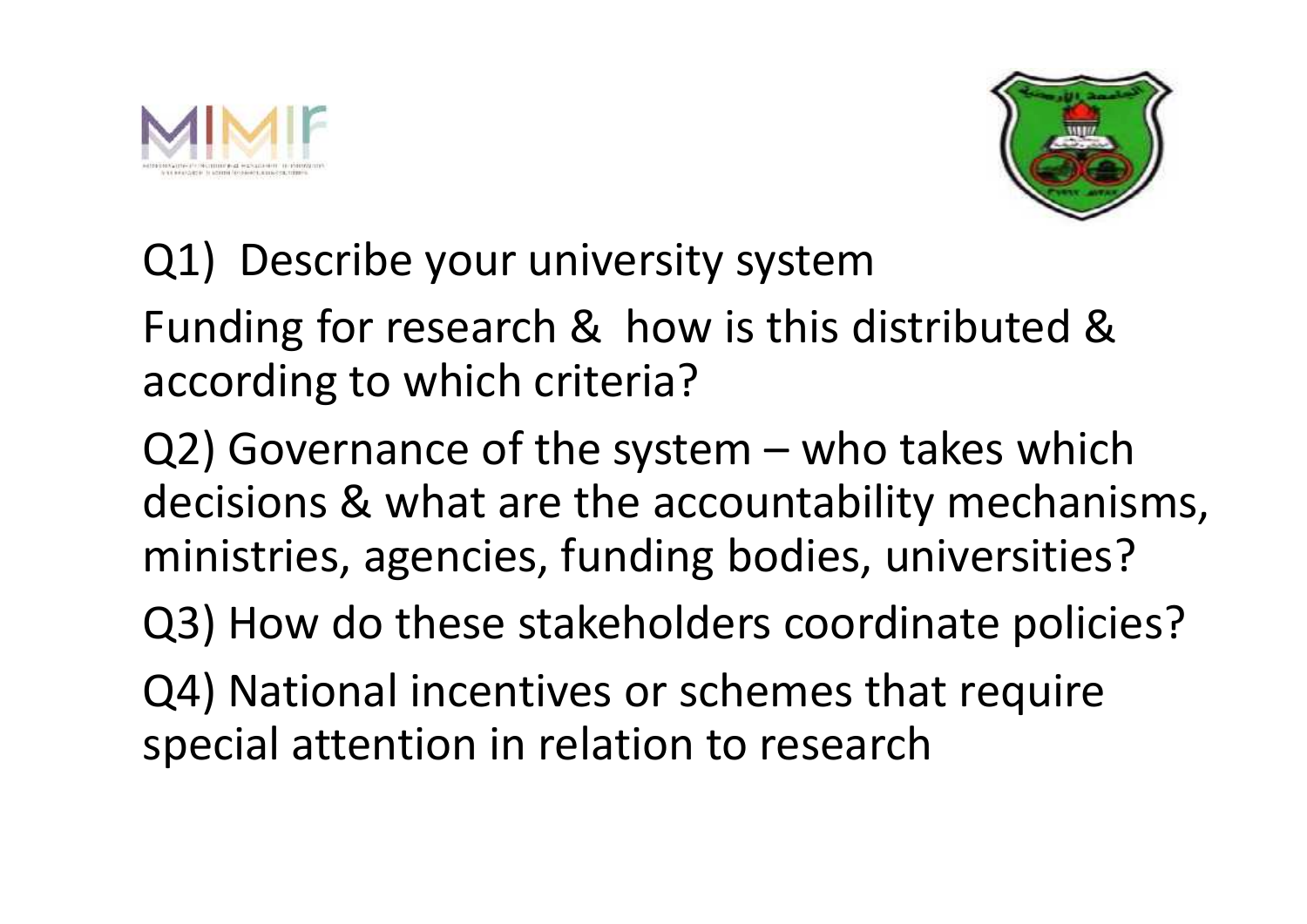Q1) Describe your university system

Funding for research & how is this distributed & according to which criteria?

Q2) Governance of the system – who takes which decisions & what are the accountability mechanisms, ministries, agencies, funding bodies, universities?

Q3) How do these stakeholders coordinate policies?

Q4) National incentives or schemes that require special attention in relation to research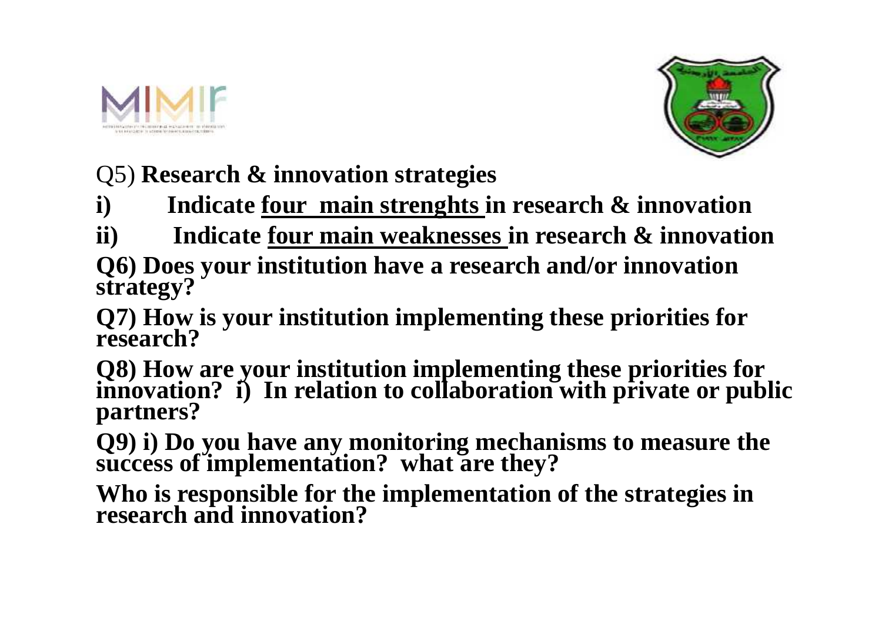Q5) **Research & innovation strategies**

**i) Indicate <u>four main strenghts</u> in research & innovation**

**ii) Indicate <u>four main weaknesses</u> in research & innovation**

**Q6) Does your institution have a research and/or innovation strategy?**

**Q7) How is your institution implementing these priorities for research?**

**Q8) How are your institution implementing these priorities for innovation? i) In relation to collaboration with private or public partners?**

**Q9) i) Do you have any monitoring mechanisms to measure the success of implementation? what are they?**

**Who is responsible for the implementation of the strategies in research and innovation?**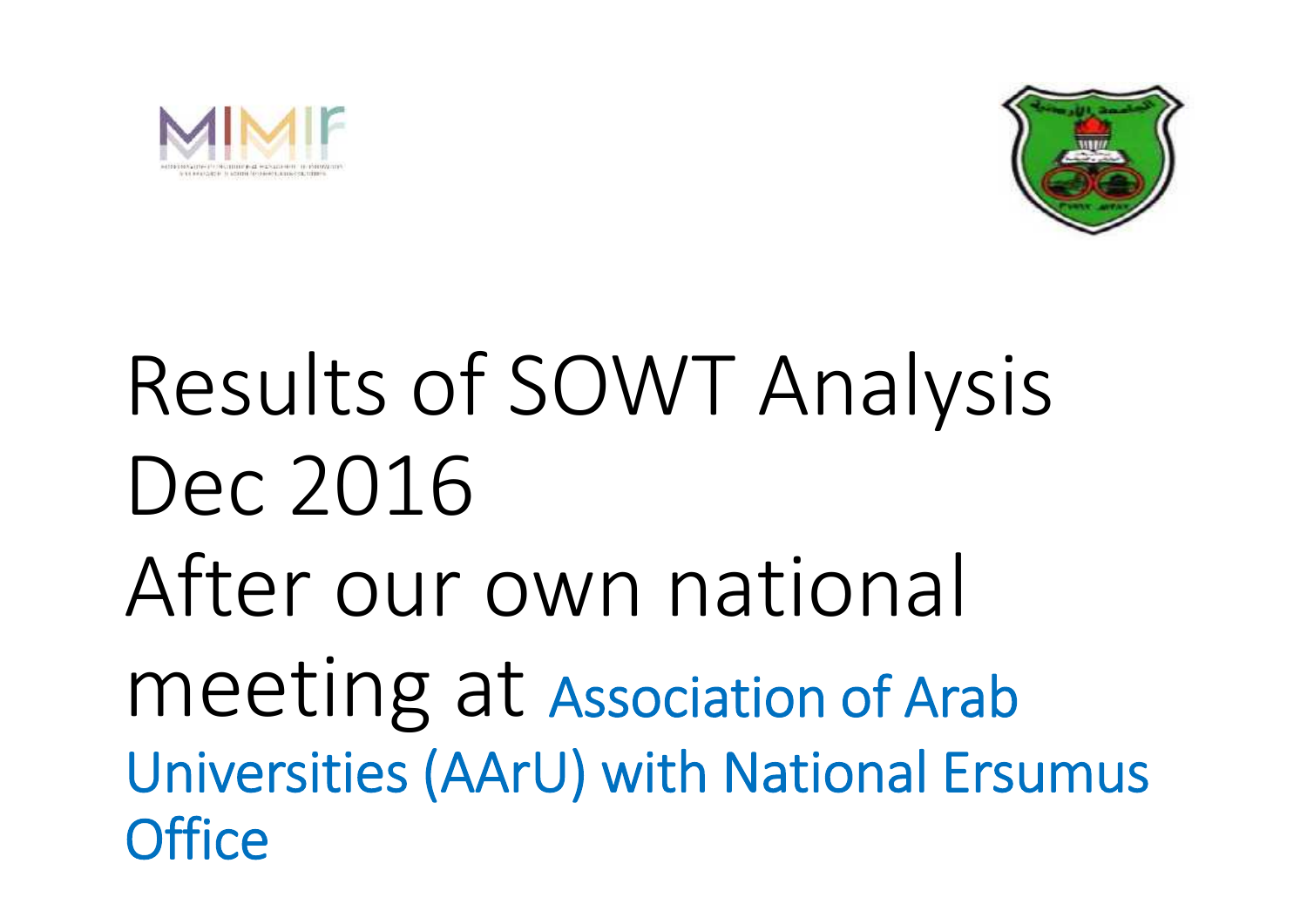# Results of SOWT Analysis Dec 2016 After our own national meeting at Association of Arab Universities (AArU) with National Ersumus Office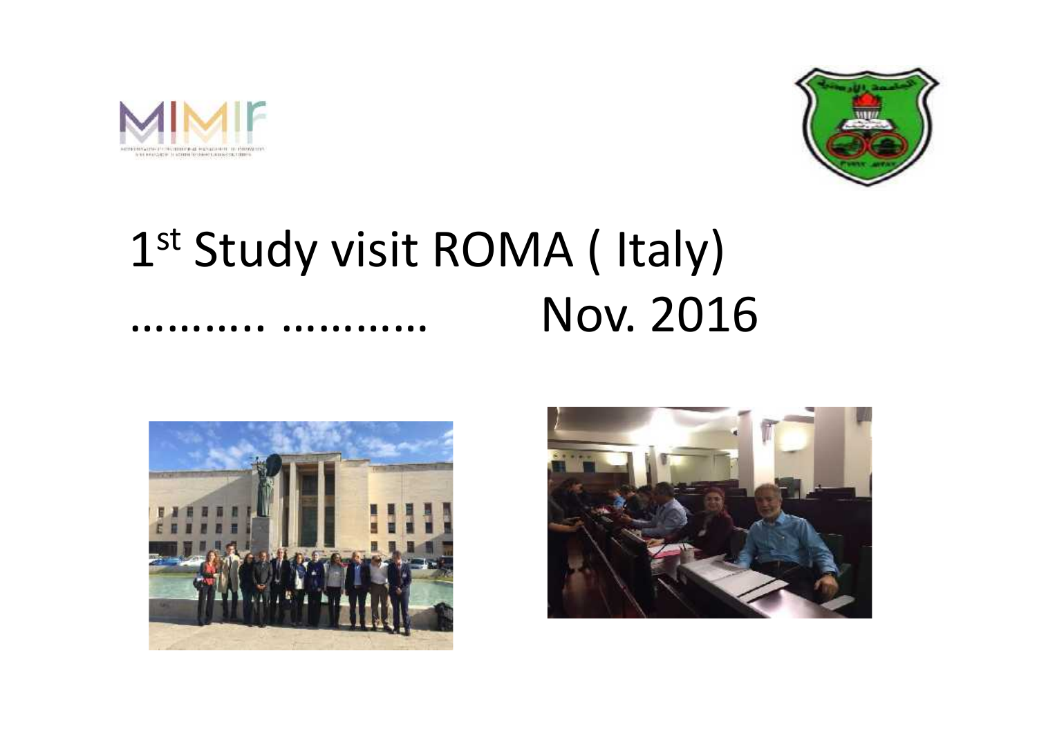# 1st Study visit ROMA ( Italy)

……….. …………  Nov. 2016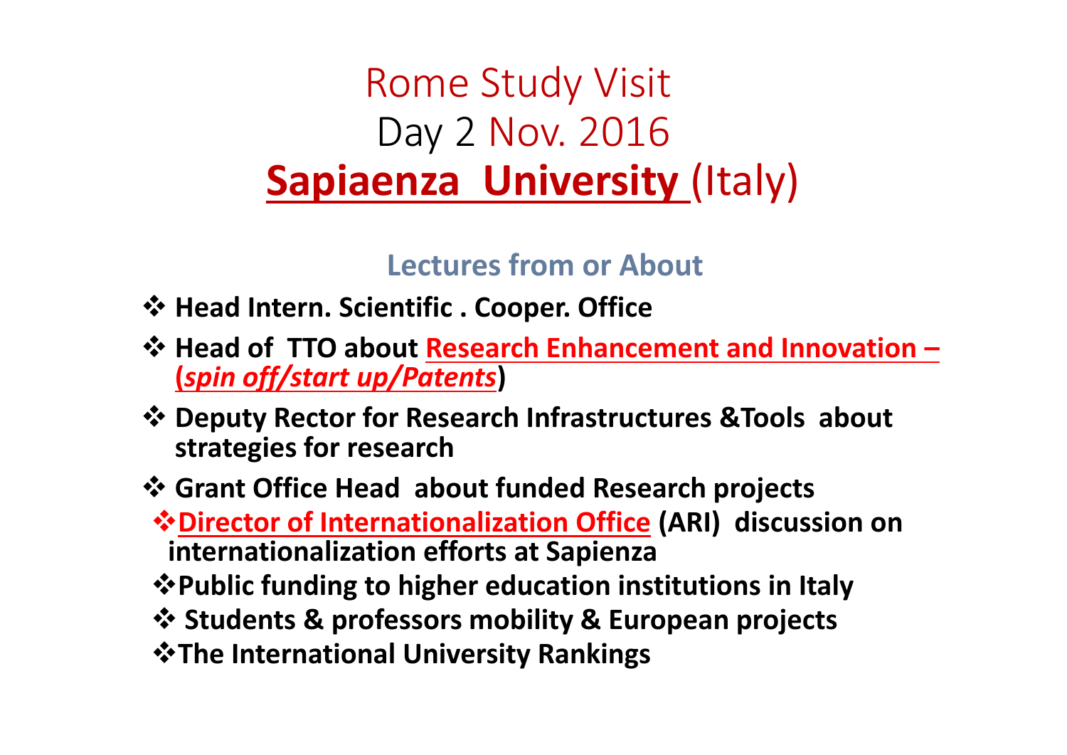# Rome Study Visit
# Day 2 Nov. 2016
# **Sapiaenza University** (Italy)

## Lectures from or About

- **Head Intern. Scientific . Cooper. Office**
- **Head of TTO about Research Enhancement and Innovation – (*spin off/start up/Patents*)**
- **Deputy Rector for Research Infrastructures &Tools about strategies for research**
- **Grant Office Head about funded Research projects**
- **Director of Internationalization Office (ARI) discussion on internationalization efforts at Sapienza**
- **Public funding to higher education institutions in Italy**
- **Students & professors mobility & European projects**
- **The International University Rankings**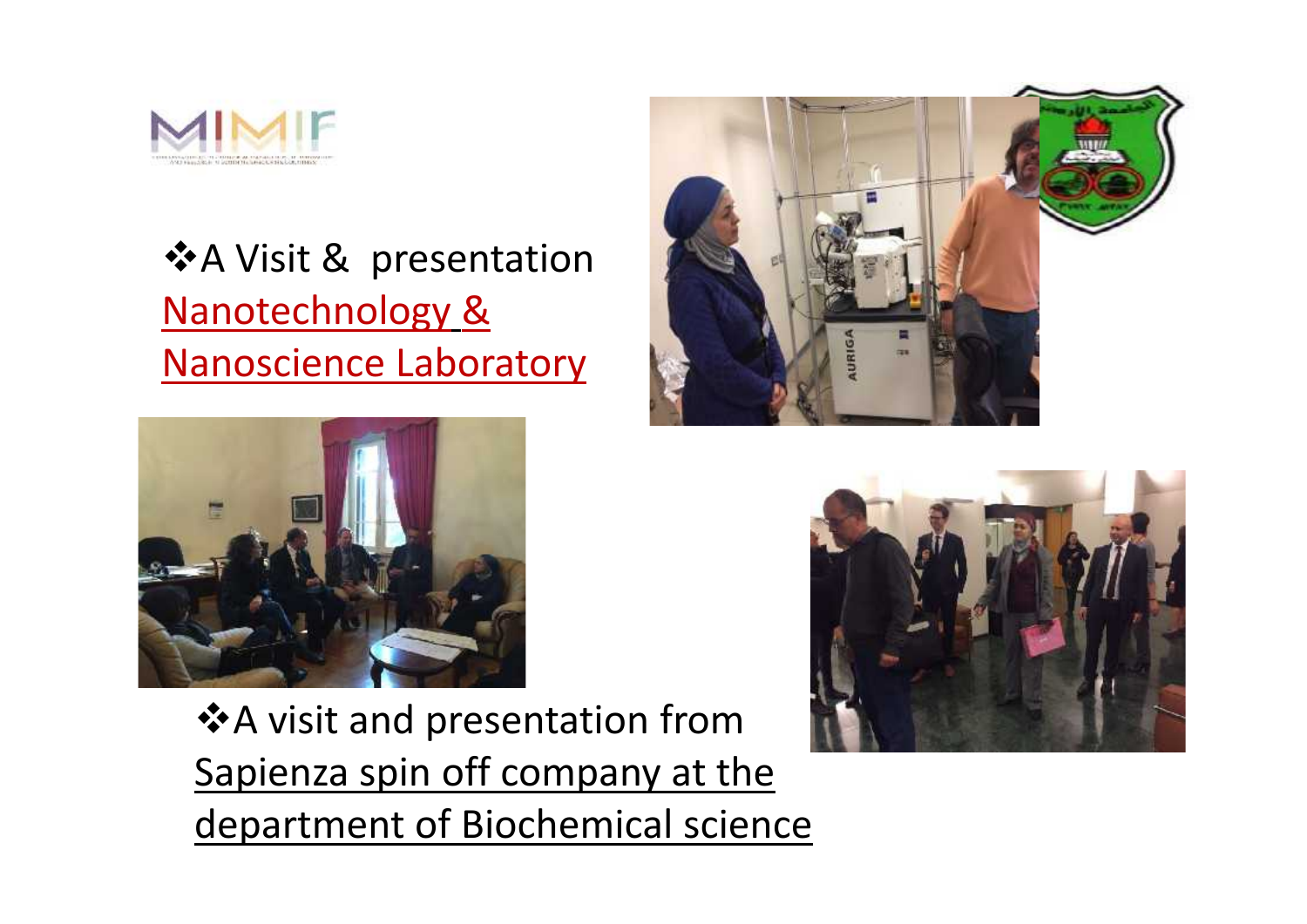- A Visit & presentation Nanotechnology & Nanoscience Laboratory

- A visit and presentation from Sapienza spin off company at the department of Biochemical science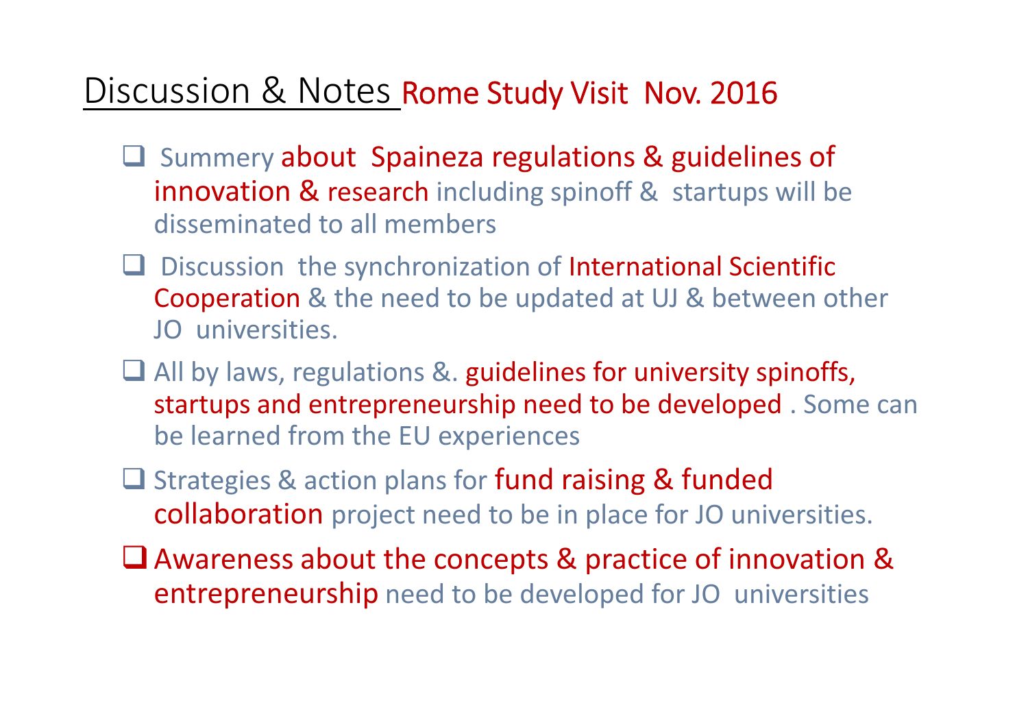# Discussion & Notes Rome Study Visit Nov. 2016

- Summery about Spaineza regulations & guidelines of innovation & research including spinoff & startups will be disseminated to all members
- Discussion the synchronization of International Scientific Cooperation & the need to be updated at UJ & between other JO universities.
- All by laws, regulations &. guidelines for university spinoffs, startups and entrepreneurship need to be developed . Some can be learned from the EU experiences
- Strategies & action plans for fund raising & funded collaboration project need to be in place for JO universities.
- Awareness about the concepts & practice of innovation & entrepreneurship need to be developed for JO universities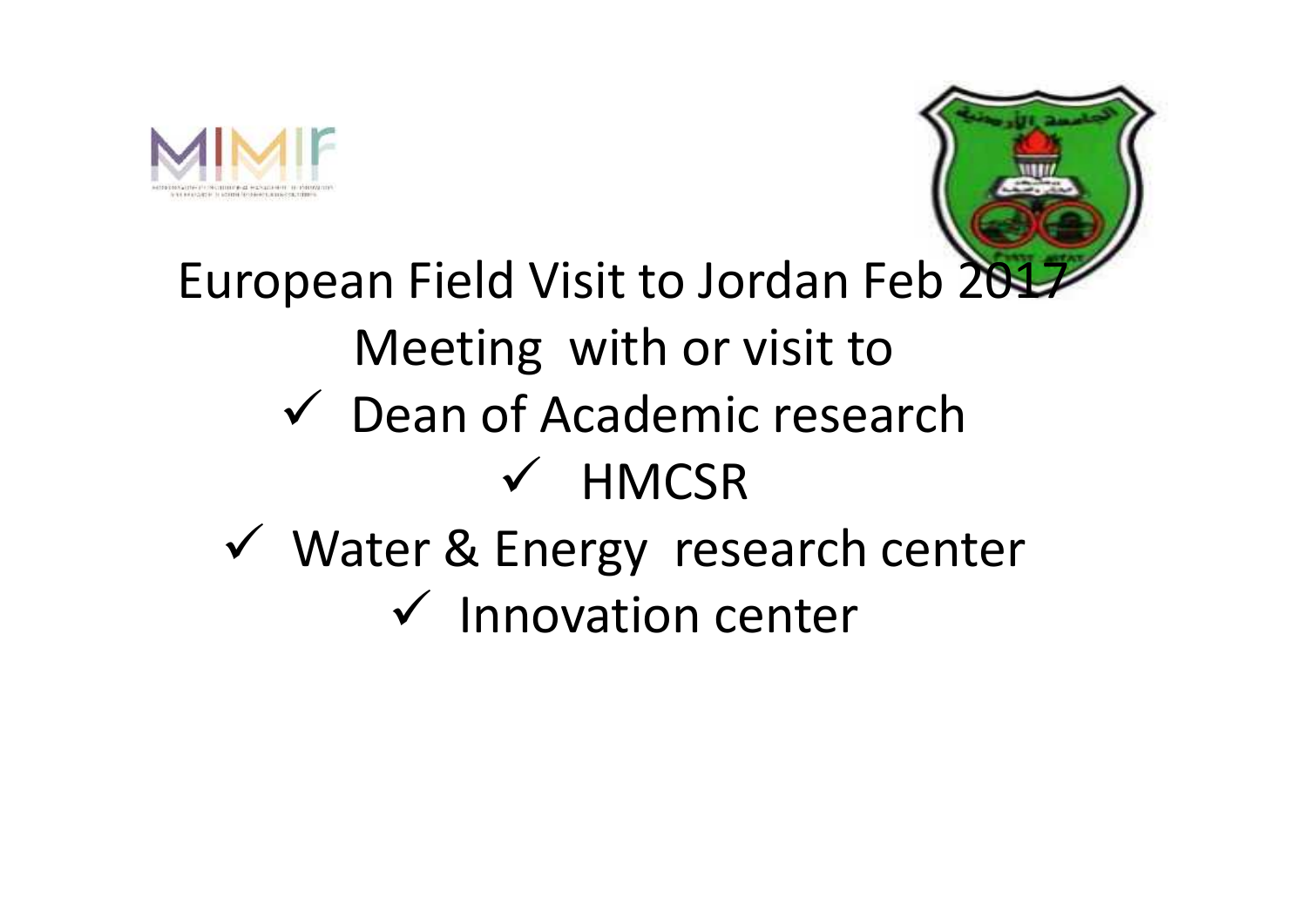European Field Visit to Jordan Feb 2017

Meeting with or visit to

- ✓ Dean of Academic research
- ✓ HMCSR
- ✓ Water & Energy research center
- ✓ Innovation center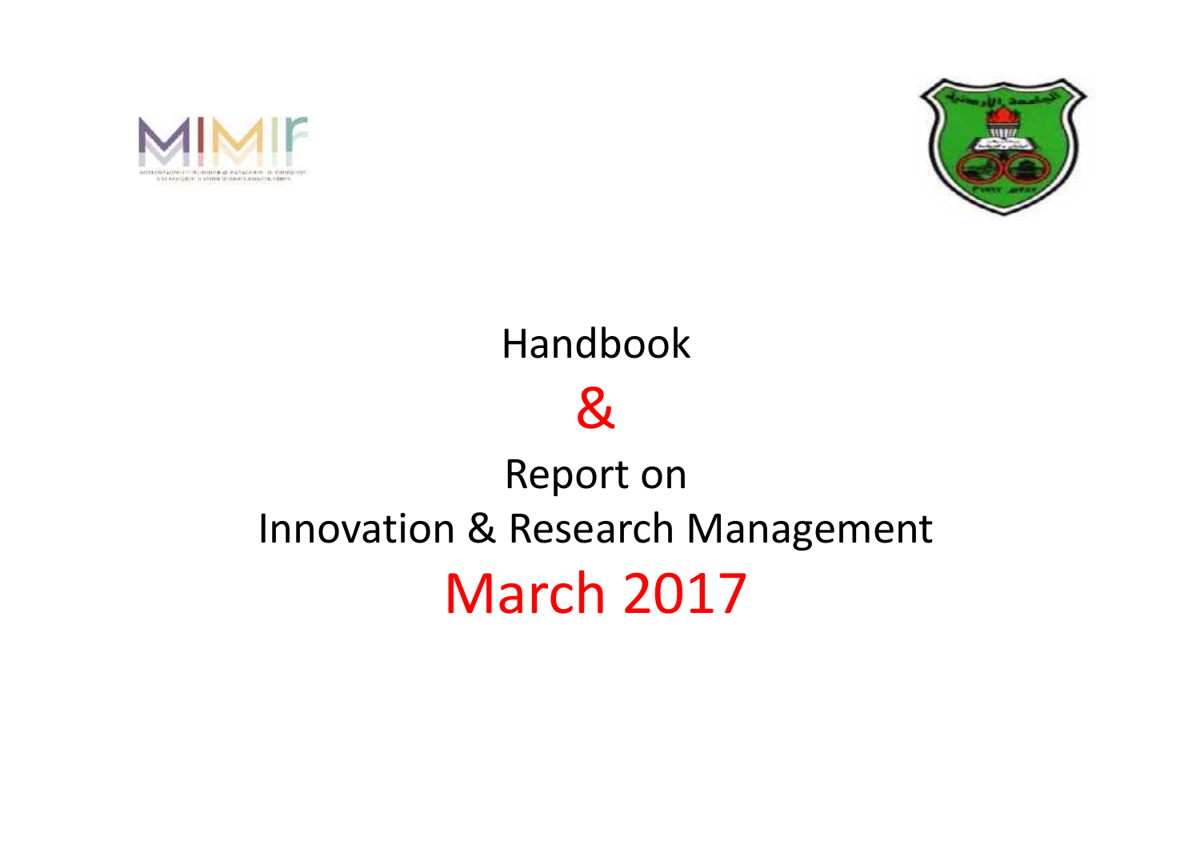# Handbook

# &

# Report on Innovation & Research Management

# March 2017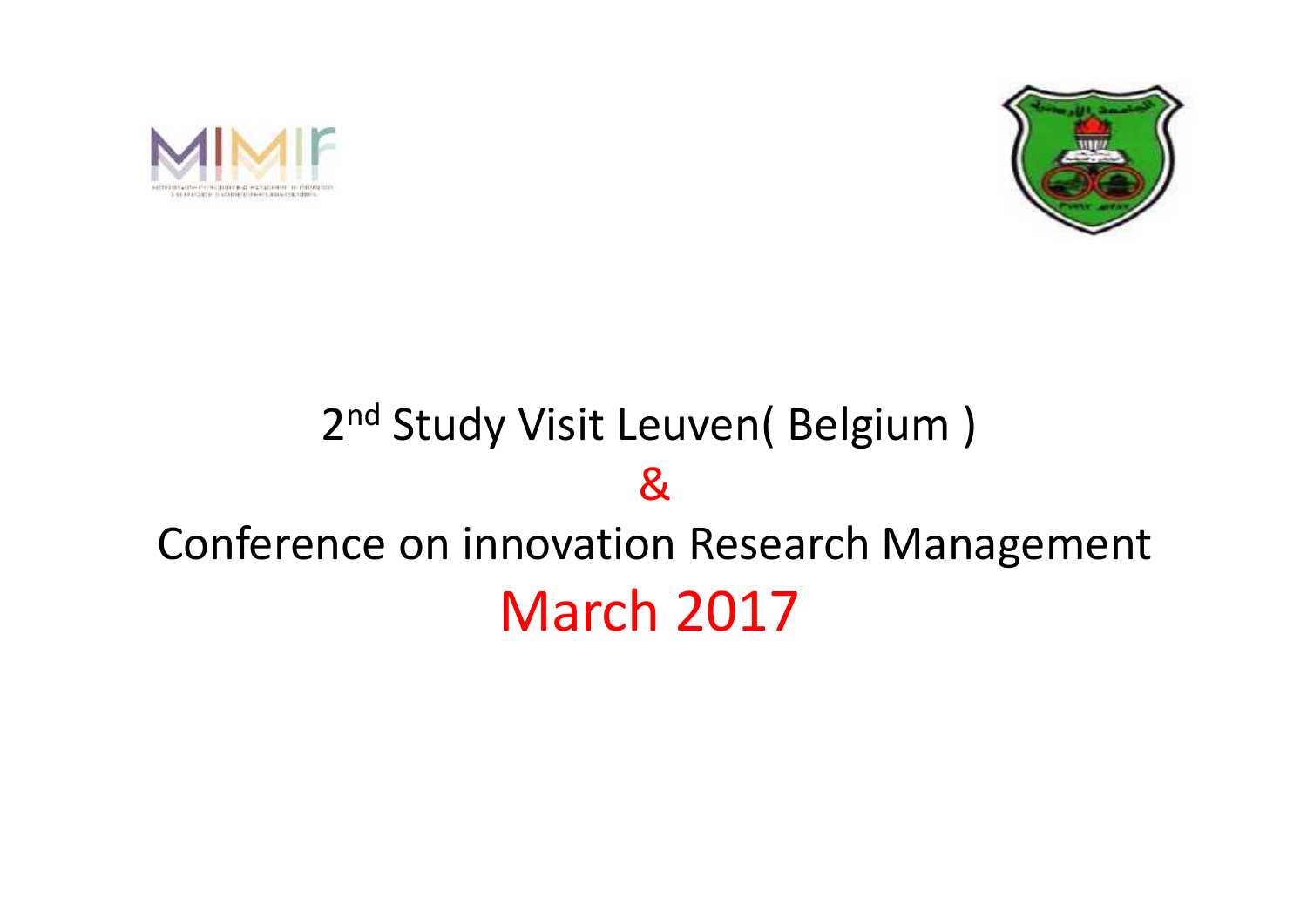# 2nd Study Visit Leuven( Belgium )

&

# Conference on innovation Research Management

## March 2017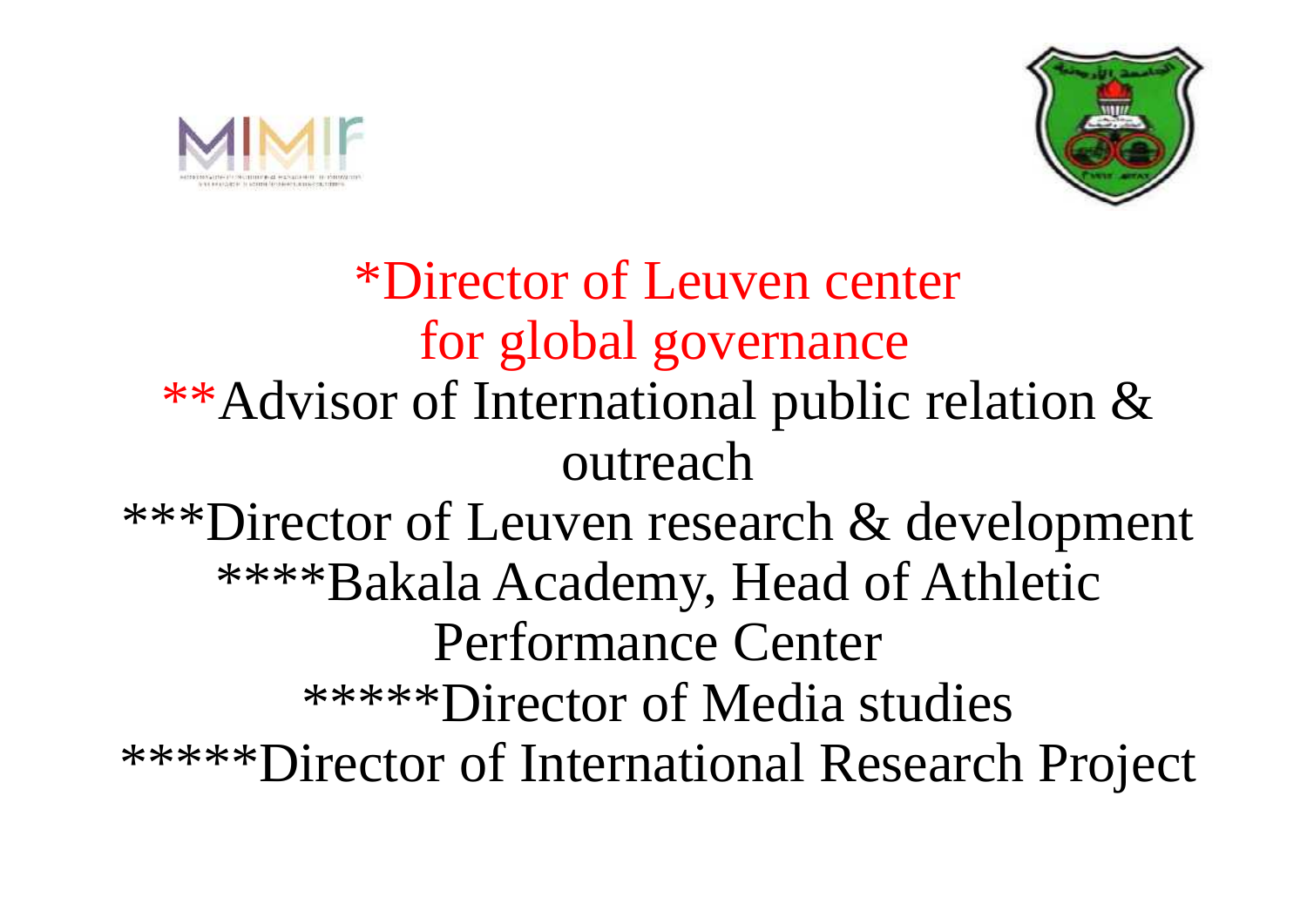*Director of Leuven center for global governance

**Advisor of International public relation & outreach

***Director of Leuven research & development

****Bakala Academy, Head of Athletic Performance Center

*****Director of Media studies

*****Director of International Research Project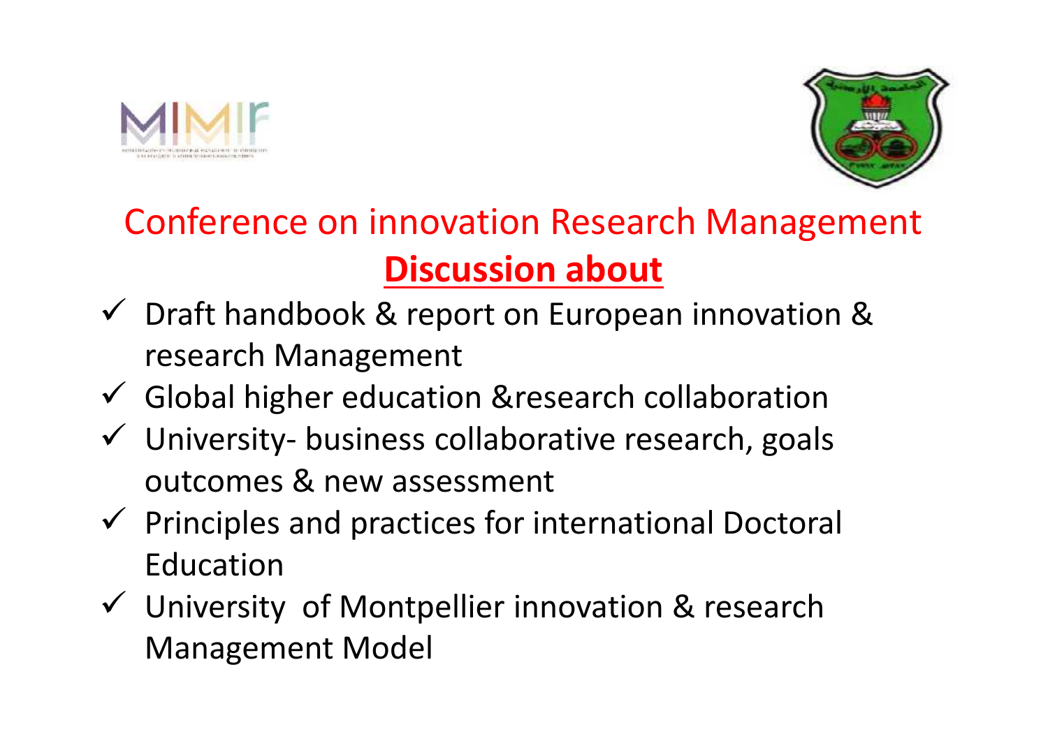# Conference on innovation Research Management

## **Discussion about**

- ✓ Draft handbook & report on European innovation & research Management
- ✓ Global higher education &research collaboration
- ✓ University- business collaborative research, goals outcomes & new assessment
- ✓ Principles and practices for international Doctoral Education
- ✓ University of Montpellier innovation & research Management Model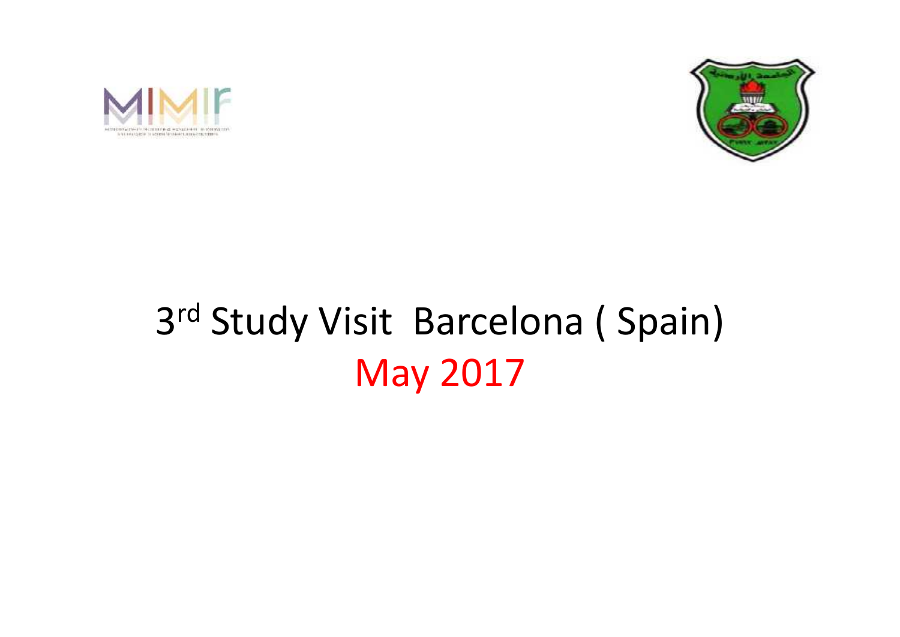# 3rd Study Visit Barcelona ( Spain)

## May 2017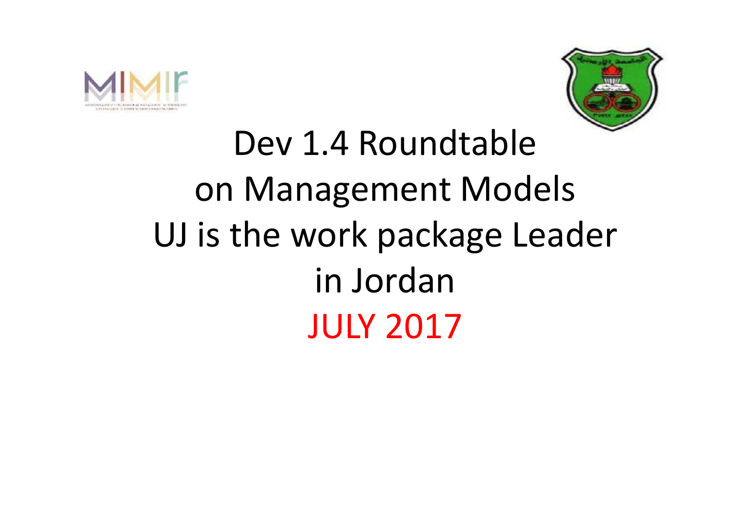# Dev 1.4 Roundtable on Management Models UJ is the work package Leader in Jordan

JULY 2017